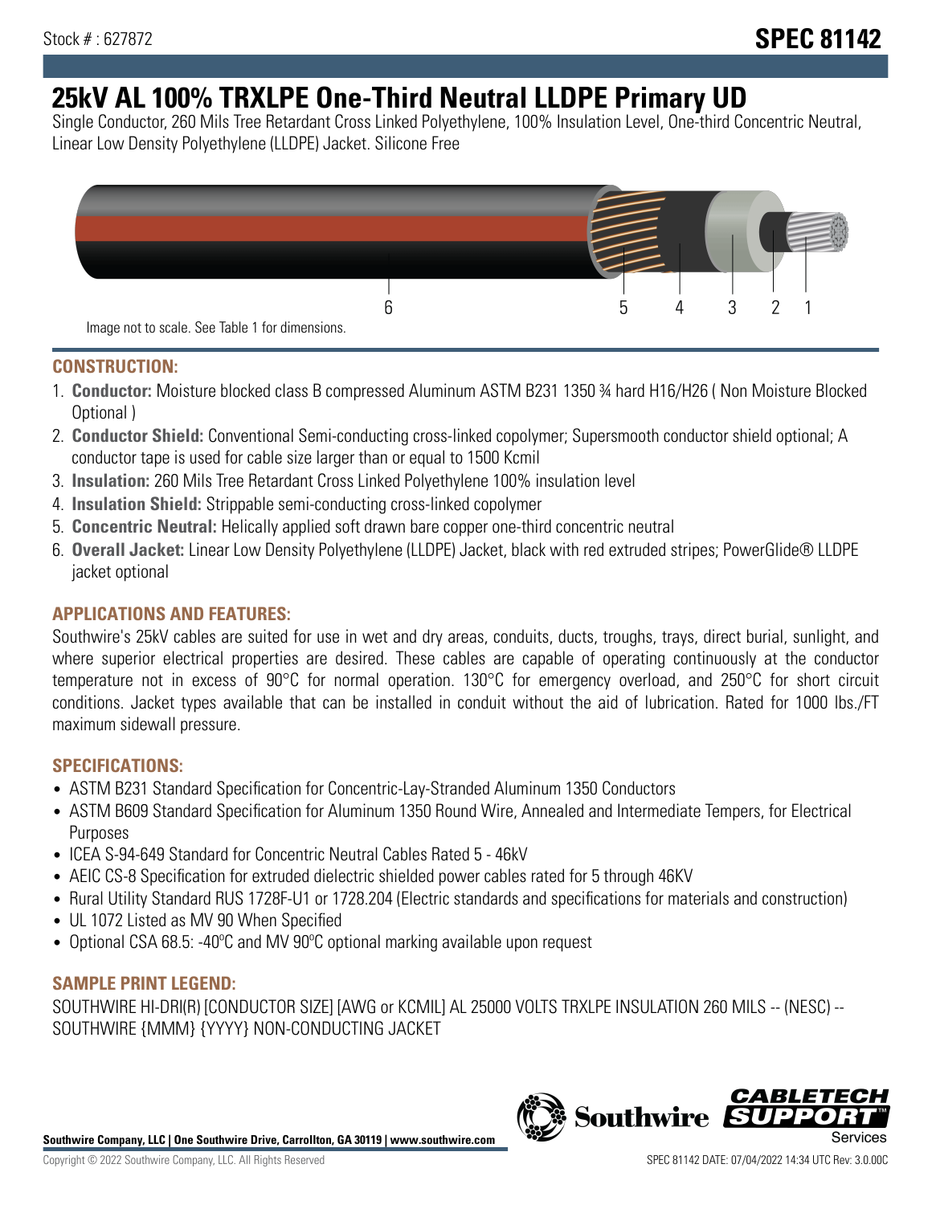Stock # : 627872

**SPEC 81142**

# 25kV AL 100% TRXLPE One-Third Neutral LLDPE Primary UD

Single Conductor, 260 Mils Tree Retardant Cross Linked Polyethylene, 100% Insulation Level, One-third Concentric Neutral, Linear Low Density Polyethylene (LLDPE) Jacket. Silicone Free

6 5 4 3 2 1

Image not to scale. See Table 1 for dimensions.

## CONSTRUCTION:

1. **Conductor:** Moisture blocked class B compressed Aluminum ASTM B231 1350 ¾ hard H16/H26 ( Non Moisture Blocked Optional )
2. **Conductor Shield:** Conventional Semi-conducting cross-linked copolymer; Supersmooth conductor shield optional; A conductor tape is used for cable size larger than or equal to 1500 Kcmil
3. **Insulation:** 260 Mils Tree Retardant Cross Linked Polyethylene 100% insulation level
4. **Insulation Shield:** Strippable semi-conducting cross-linked copolymer
5. **Concentric Neutral:** Helically applied soft drawn bare copper one-third concentric neutral
6. **Overall Jacket:** Linear Low Density Polyethylene (LLDPE) Jacket, black with red extruded stripes; PowerGlide® LLDPE jacket optional

## APPLICATIONS AND FEATURES:

Southwire's 25kV cables are suited for use in wet and dry areas, conduits, ducts, troughs, trays, direct burial, sunlight, and where superior electrical properties are desired. These cables are capable of operating continuously at the conductor temperature not in excess of 90°C for normal operation. 130°C for emergency overload, and 250°C for short circuit conditions. Jacket types available that can be installed in conduit without the aid of lubrication. Rated for 1000 lbs./FT maximum sidewall pressure.

## SPECIFICATIONS:

- ASTM B231 Standard Specification for Concentric-Lay-Stranded Aluminum 1350 Conductors
- ASTM B609 Standard Specification for Aluminum 1350 Round Wire, Annealed and Intermediate Tempers, for Electrical Purposes
- ICEA S-94-649 Standard for Concentric Neutral Cables Rated 5 - 46kV
- AEIC CS-8 Specification for extruded dielectric shielded power cables rated for 5 through 46KV
- Rural Utility Standard RUS 1728F-U1 or 1728.204 (Electric standards and specifications for materials and construction)
- UL 1072 Listed as MV 90 When Specified
- Optional CSA 68.5: -40ºC and MV 90ºC optional marking available upon request

## SAMPLE PRINT LEGEND:

SOUTHWIRE HI-DRI(R) [CONDUCTOR SIZE] [AWG or KCMIL] AL 25000 VOLTS TRXLPE INSULATION 260 MILS -- (NESC) -- SOUTHWIRE {MMM} {YYYY} NON-CONDUCTING JACKET

**Southwire Company, LLC | One Southwire Drive, Carrollton, GA 30119 | www.southwire.com**

Copyright © 2022 Southwire Company, LLC. All Rights Reserved

SPEC 81142 DATE: 07/04/2022 14:34 UTC Rev: 3.0.00C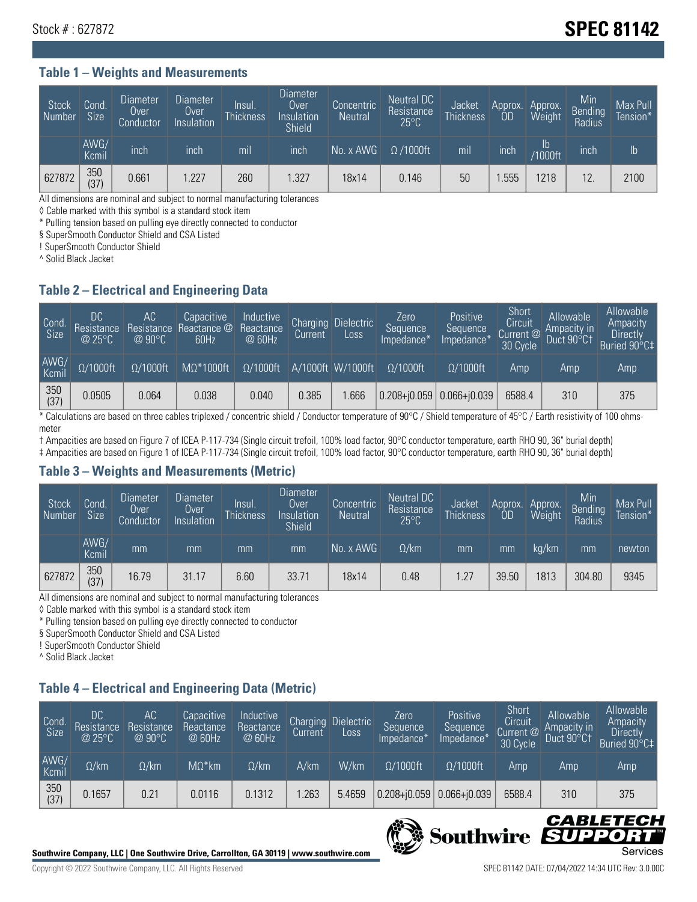Stock # : 627872

# SPEC 81142

## Table 1 – Weights and Measurements

| Stock Number | Cond. Size | Diameter Over Conductor | Diameter Over Insulation | Insul. Thickness | Diameter Over Insulation Shield | Concentric Neutral | Neutral DC Resistance 25°C | Jacket Thickness | Approx. OD | Approx. Weight | Min Bending Radius | Max Pull Tension* |
|---|---|---|---|---|---|---|---|---|---|---|---|---|
| | AWG/ Kcmil | inch | inch | mil | inch | No. x AWG | Ω /1000ft | mil | inch | lb /1000ft | inch | lb |
| 627872 | 350 (37) | 0.661 | 1.227 | 260 | 1.327 | 18x14 | 0.146 | 50 | 1.555 | 1218 | 12. | 2100 |

All dimensions are nominal and subject to normal manufacturing tolerances

◊ Cable marked with this symbol is a standard stock item

* Pulling tension based on pulling eye directly connected to conductor

§ SuperSmooth Conductor Shield and CSA Listed

! SuperSmooth Conductor Shield

^ Solid Black Jacket

## Table 2 – Electrical and Engineering Data

| Cond. Size | DC Resistance @ 25°C | AC Resistance @ 90°C | Capacitive Reactance @ 60Hz | Inductive Reactance @ 60Hz | Charging Current | Dielectric Loss | Zero Sequence Impedance* | Positive Sequence Impedance* | Short Circuit Current @ 30 Cycle | Allowable Ampacity in Duct 90°C† | Allowable Ampacity Directly Buried 90°C‡ |
|---|---|---|---|---|---|---|---|---|---|---|---|
| AWG/ Kcmil | Ω/1000ft | Ω/1000ft | MΩ*1000ft | Ω/1000ft | A/1000ft | W/1000ft | Ω/1000ft | Ω/1000ft | Amp | Amp | Amp |
| 350 (37) | 0.0505 | 0.064 | 0.038 | 0.040 | 0.385 | 1.666 | 0.208+j0.059 | 0.066+j0.039 | 6588.4 | 310 | 375 |

* Calculations are based on three cables triplexed / concentric shield / Conductor temperature of 90°C / Shield temperature of 45°C / Earth resistivity of 100 ohms-meter

† Ampacities are based on Figure 7 of ICEA P-117-734 (Single circuit trefoil, 100% load factor, 90°C conductor temperature, earth RHO 90, 36" burial depth)

‡ Ampacities are based on Figure 1 of ICEA P-117-734 (Single circuit trefoil, 100% load factor, 90°C conductor temperature, earth RHO 90, 36" burial depth)

## Table 3 – Weights and Measurements (Metric)

| Stock Number | Cond. Size | Diameter Over Conductor | Diameter Over Insulation | Insul. Thickness | Diameter Over Insulation Shield | Concentric Neutral | Neutral DC Resistance 25°C | Jacket Thickness | Approx. OD | Approx. Weight | Min Bending Radius | Max Pull Tension* |
|---|---|---|---|---|---|---|---|---|---|---|---|---|
| | AWG/ Kcmil | mm | mm | mm | mm | No. x AWG | Ω/km | mm | mm | kg/km | mm | newton |
| 627872 | 350 (37) | 16.79 | 31.17 | 6.60 | 33.71 | 18x14 | 0.48 | 1.27 | 39.50 | 1813 | 304.80 | 9345 |

All dimensions are nominal and subject to normal manufacturing tolerances

◊ Cable marked with this symbol is a standard stock item

* Pulling tension based on pulling eye directly connected to conductor

§ SuperSmooth Conductor Shield and CSA Listed

! SuperSmooth Conductor Shield

^ Solid Black Jacket

## Table 4 – Electrical and Engineering Data (Metric)

| Cond. Size | DC Resistance @ 25°C | AC Resistance @ 90°C | Capacitive Reactance @ 60Hz | Inductive Reactance @ 60Hz | Charging Current | Dielectric Loss | Zero Sequence Impedance* | Positive Sequence Impedance* | Short Circuit Current @ 30 Cycle | Allowable Ampacity in Duct 90°C† | Allowable Ampacity Directly Buried 90°C‡ |
|---|---|---|---|---|---|---|---|---|---|---|---|
| AWG/ Kcmil | Ω/km | Ω/km | MΩ*km | Ω/km | A/km | W/km | Ω/1000ft | Ω/1000ft | Amp | Amp | Amp |
| 350 (37) | 0.1657 | 0.21 | 0.0116 | 0.1312 | 1.263 | 5.4659 | 0.208+j0.059 | 0.066+j0.039 | 6588.4 | 310 | 375 |

Southwire Company, LLC | One Southwire Drive, Carrollton, GA 30119 | www.southwire.com

Copyright © 2022 Southwire Company, LLC. All Rights Reserved

SPEC 81142 DATE: 07/04/2022 14:34 UTC Rev: 3.0.00C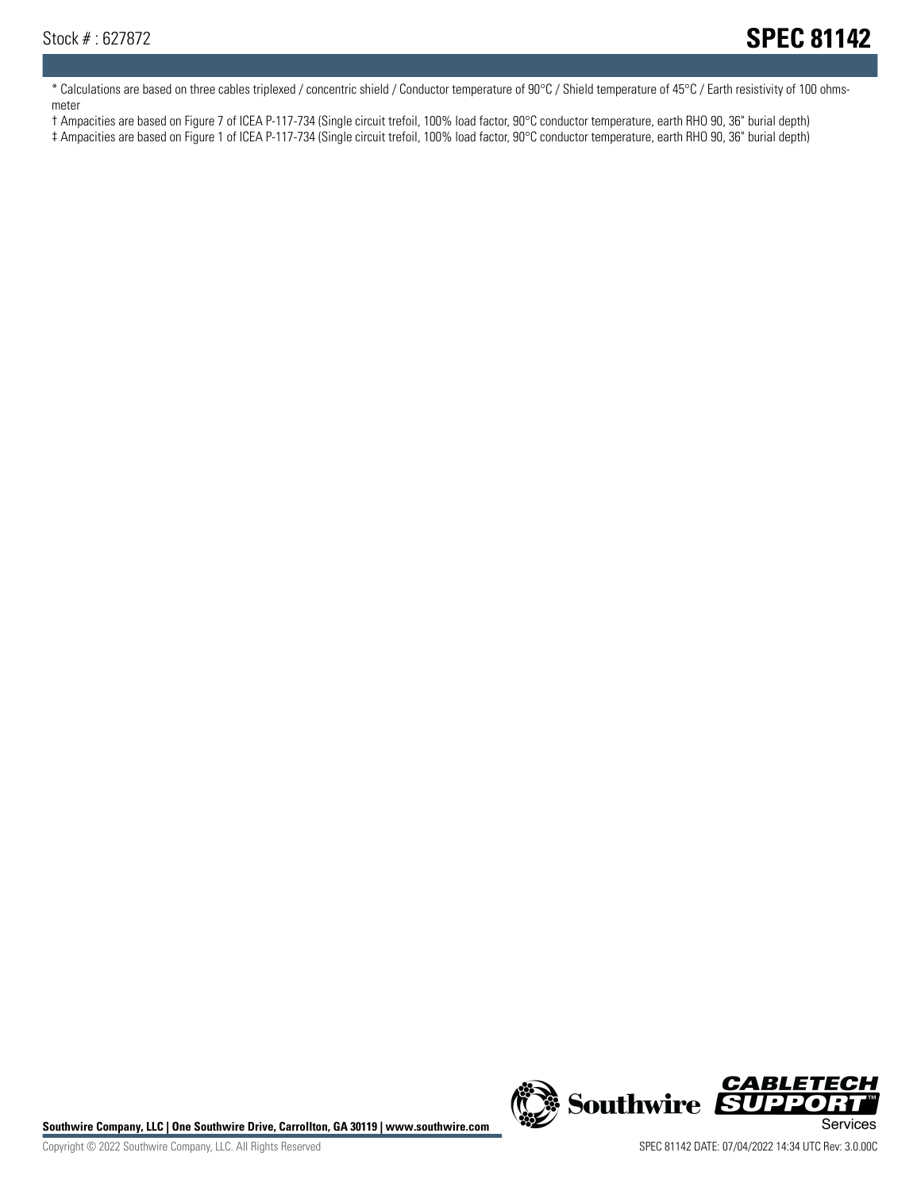* Calculations are based on three cables triplexed / concentric shield / Conductor temperature of 90°C / Shield temperature of 45°C / Earth resistivity of 100 ohms-meter

† Ampacities are based on Figure 7 of ICEA P-117-734 (Single circuit trefoil, 100% load factor, 90°C conductor temperature, earth RHO 90, 36" burial depth)

‡ Ampacities are based on Figure 1 of ICEA P-117-734 (Single circuit trefoil, 100% load factor, 90°C conductor temperature, earth RHO 90, 36" burial depth)